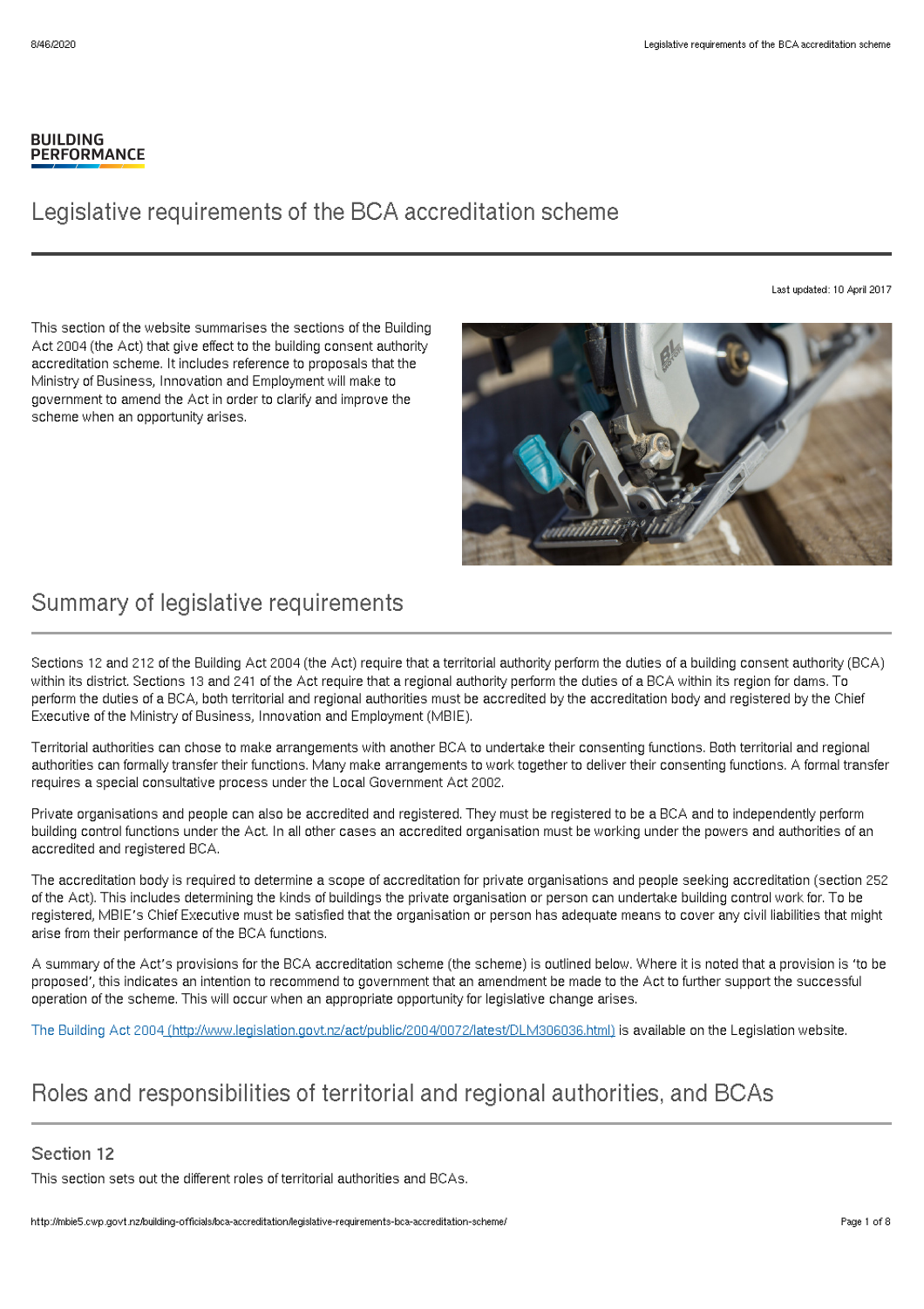BUILDING PERFORMANCE

# Legislative requirements of the BCA accreditation scheme

Last updated: 10 April 2017

This section of the website summarises the sections of the Building Act 2004 (the Act) that give effect to the building consent authority accreditation scheme. It includes reference to proposals that the Ministry of Business, Innovation and Employment will make to government to amend the Act in order to clarify and improve the scheme when an opportunity arises.

## Summary of legislative requirements

Sections 12 and 212 of the Building Act 2004 (the Act) require that a territorial authority perform the duties of a building consent authority (BCA) within its district. Sections 13 and 241 of the Act require that a regional authority perform the duties of a BCA within its region for dams. To perform the duties of a BCA, both territorial and regional authorities must be accredited by the accreditation body and registered by the Chief Executive of the Ministry of Business, Innovation and Employment (MBIE).

Territorial authorities can chose to make arrangements with another BCA to undertake their consenting functions. Both territorial and regional authorities can formally transfer their functions. Many make arrangements to work together to deliver their consenting functions. A formal transfer requires a special consultative process under the Local Government Act 2002.

Private organisations and people can also be accredited and registered. They must be registered to be a BCA and to independently perform building control functions under the Act. In all other cases an accredited organisation must be working under the powers and authorities of an accredited and registered BCA.

The accreditation body is required to determine a scope of accreditation for private organisations and people seeking accreditation (section 252 of the Act). This includes determining the kinds of buildings the private organisation or person can undertake building control work for. To be registered, MBIE's Chief Executive must be satisfied that the organisation or person has adequate means to cover any civil liabilities that might arise from their performance of the BCA functions.

A summary of the Act's provisions for the BCA accreditation scheme (the scheme) is outlined below. Where it is noted that a provision is 'to be proposed', this indicates an intention to recommend to government that an amendment be made to the Act to further support the successful operation of the scheme. This will occur when an appropriate opportunity for legislative change arises.

The Building Act 2004 (http://www.legislation.govt.nz/act/public/2004/0072/latest/DLM306036.html) is available on the Legislation website.

## Roles and responsibilities of territorial and regional authorities, and BCAs

### Section 12

This section sets out the different roles of territorial authorities and BCAs.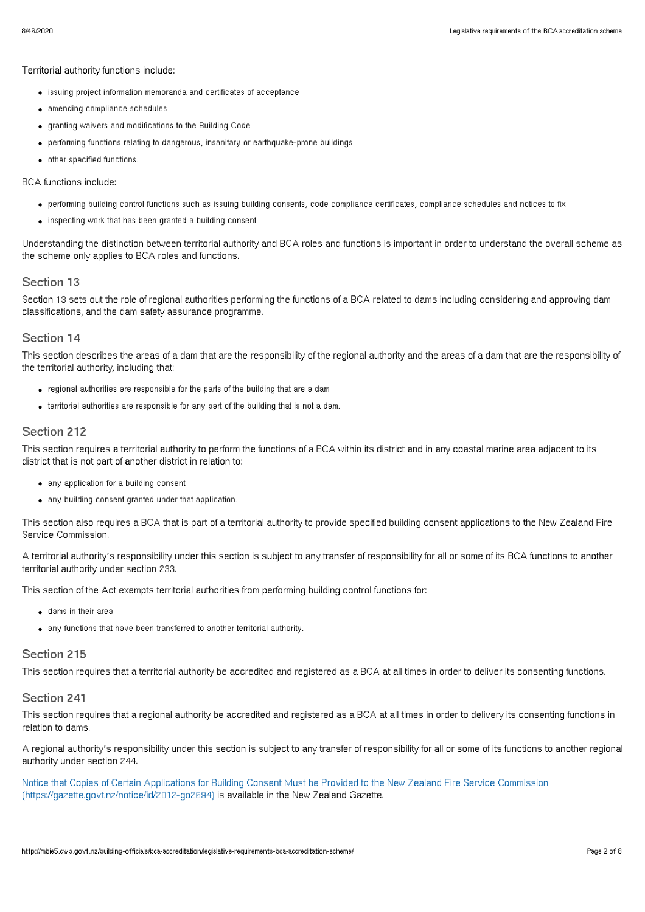Territorial authority functions include:

- issuing project information memoranda and certificates of acceptance
- amending compliance schedules
- granting waivers and modifications to the Building Code
- performing functions relating to dangerous, insanitary or earthquake-prone buildings
- other specified functions.

BCA functions include:

- performing building control functions such as issuing building consents, code compliance certificates, compliance schedules and notices to fix
- inspecting work that has been granted a building consent.

Understanding the distinction between territorial authority and BCA roles and functions is important in order to understand the overall scheme as the scheme only applies to BCA roles and functions.

## Section 13

Section 13 sets out the role of regional authorities performing the functions of a BCA related to dams including considering and approving dam classifications, and the dam safety assurance programme.

## Section 14

This section describes the areas of a dam that are the responsibility of the regional authority and the areas of a dam that are the responsibility of the territorial authority, including that:

- regional authorities are responsible for the parts of the building that are a dam
- territorial authorities are responsible for any part of the building that is not a dam.

## Section 212

This section requires a territorial authority to perform the functions of a BCA within its district and in any coastal marine area adjacent to its district that is not part of another district in relation to:

- any application for a building consent
- any building consent granted under that application.

This section also requires a BCA that is part of a territorial authority to provide specified building consent applications to the New Zealand Fire Service Commission.

A territorial authority's responsibility under this section is subject to any transfer of responsibility for all or some of its BCA functions to another territorial authority under section 233.

This section of the Act exempts territorial authorities from performing building control functions for:

- dams in their area
- any functions that have been transferred to another territorial authority.

## Section 215

This section requires that a territorial authority be accredited and registered as a BCA at all times in order to deliver its consenting functions.

## Section 241

This section requires that a regional authority be accredited and registered as a BCA at all times in order to delivery its consenting functions in relation to dams.

A regional authority's responsibility under this section is subject to any transfer of responsibility for all or some of its functions to another regional authority under section 244.

[Notice that Copies of Certain Applications for Building Consent Must be Provided to the New Zealand Fire Service Commission (https://gazette.govt.nz/notice/id/2012-go2694)](https://gazette.govt.nz/notice/id/2012-go2694) is available in the New Zealand Gazette.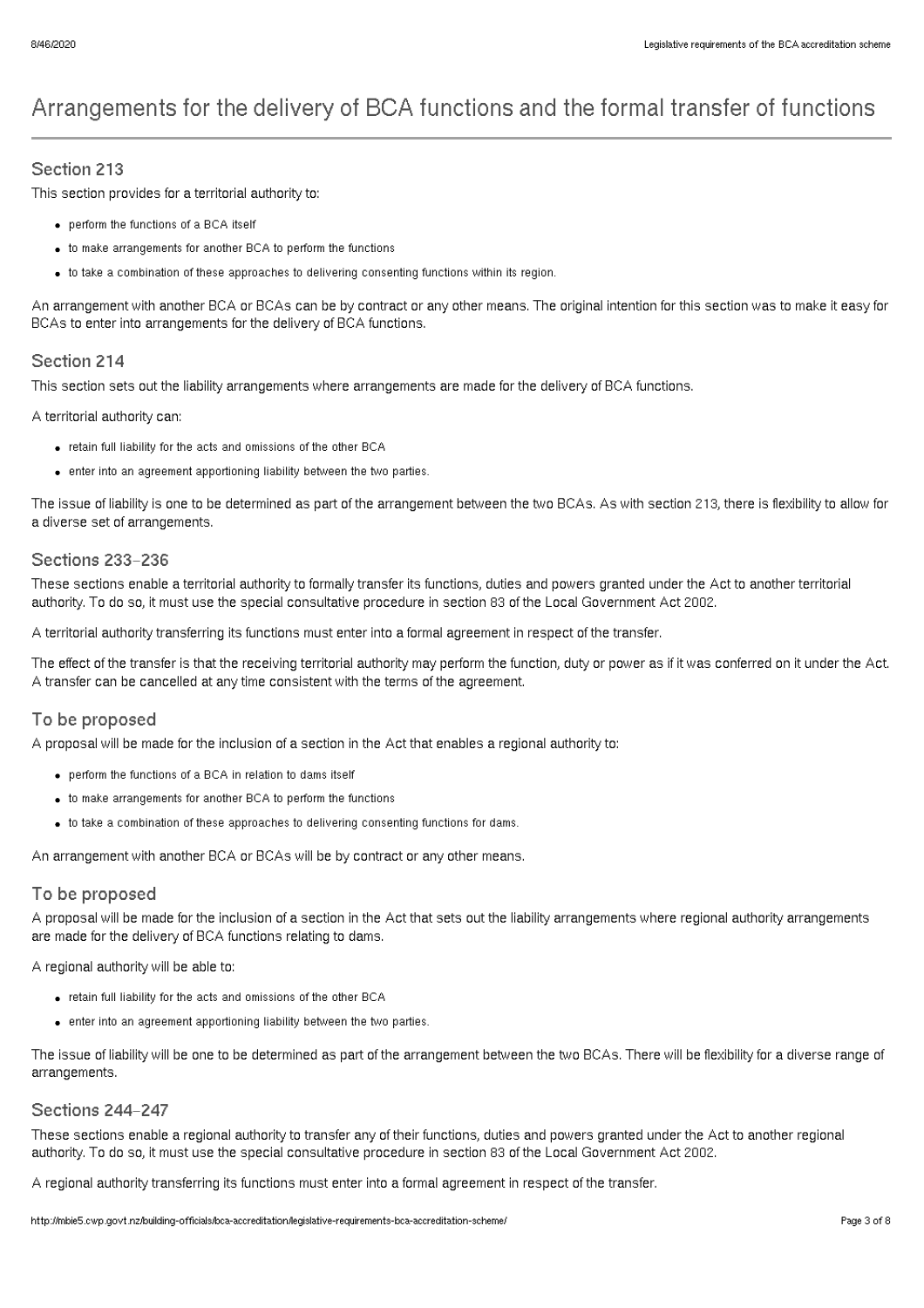## Arrangements for the delivery of BCA functions and the formal transfer of functions

### Section 213

This section provides for a territorial authority to:

- perform the functions of a BCA itself
- to make arrangements for another BCA to perform the functions
- to take a combination of these approaches to delivering consenting functions within its region.

An arrangement with another BCA or BCAs can be by contract or any other means. The original intention for this section was to make it easy for BCAs to enter into arrangements for the delivery of BCA functions.

### Section 214

This section sets out the liability arrangements where arrangements are made for the delivery of BCA functions.

A territorial authority can:

- retain full liability for the acts and omissions of the other BCA
- enter into an agreement apportioning liability between the two parties.

The issue of liability is one to be determined as part of the arrangement between the two BCAs. As with section 213, there is flexibility to allow for a diverse set of arrangements.

### Sections 233–236

These sections enable a territorial authority to formally transfer its functions, duties and powers granted under the Act to another territorial authority. To do so, it must use the special consultative procedure in section 83 of the Local Government Act 2002.

A territorial authority transferring its functions must enter into a formal agreement in respect of the transfer.

The effect of the transfer is that the receiving territorial authority may perform the function, duty or power as if it was conferred on it under the Act. A transfer can be cancelled at any time consistent with the terms of the agreement.

### To be proposed

A proposal will be made for the inclusion of a section in the Act that enables a regional authority to:

- perform the functions of a BCA in relation to dams itself
- to make arrangements for another BCA to perform the functions
- to take a combination of these approaches to delivering consenting functions for dams.

An arrangement with another BCA or BCAs will be by contract or any other means.

### To be proposed

A proposal will be made for the inclusion of a section in the Act that sets out the liability arrangements where regional authority arrangements are made for the delivery of BCA functions relating to dams.

A regional authority will be able to:

- retain full liability for the acts and omissions of the other BCA
- enter into an agreement apportioning liability between the two parties.

The issue of liability will be one to be determined as part of the arrangement between the two BCAs. There will be flexibility for a diverse range of arrangements.

### Sections 244–247

These sections enable a regional authority to transfer any of their functions, duties and powers granted under the Act to another regional authority. To do so, it must use the special consultative procedure in section 83 of the Local Government Act 2002.

A regional authority transferring its functions must enter into a formal agreement in respect of the transfer.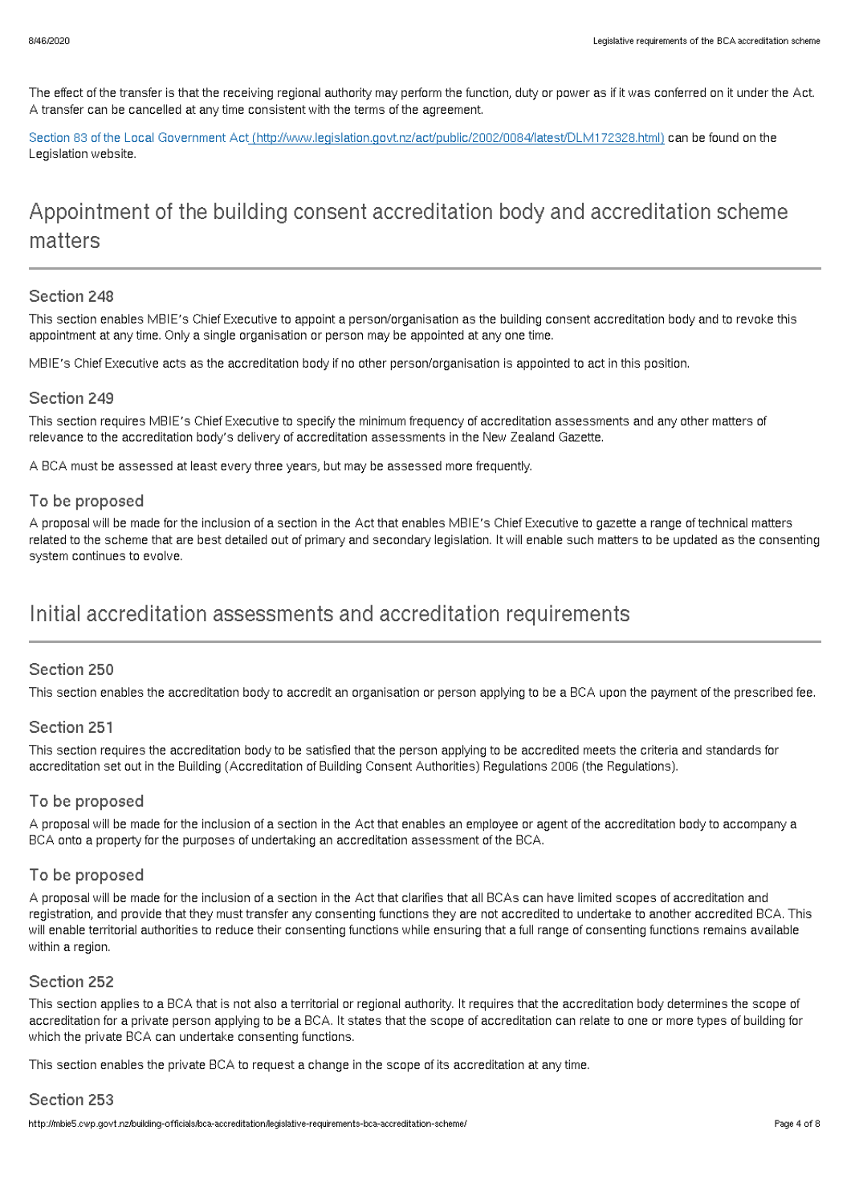The effect of the transfer is that the receiving regional authority may perform the function, duty or power as if it was conferred on it under the Act. A transfer can be cancelled at any time consistent with the terms of the agreement.

Section 83 of the Local Government Act (http://www.legislation.govt.nz/act/public/2002/0084/latest/DLM172328.html) can be found on the Legislation website.

## Appointment of the building consent accreditation body and accreditation scheme matters

### Section 248

This section enables MBIE's Chief Executive to appoint a person/organisation as the building consent accreditation body and to revoke this appointment at any time. Only a single organisation or person may be appointed at any one time.

MBIE's Chief Executive acts as the accreditation body if no other person/organisation is appointed to act in this position.

### Section 249

This section requires MBIE's Chief Executive to specify the minimum frequency of accreditation assessments and any other matters of relevance to the accreditation body's delivery of accreditation assessments in the New Zealand Gazette.

A BCA must be assessed at least every three years, but may be assessed more frequently.

### To be proposed

A proposal will be made for the inclusion of a section in the Act that enables MBIE's Chief Executive to gazette a range of technical matters related to the scheme that are best detailed out of primary and secondary legislation. It will enable such matters to be updated as the consenting system continues to evolve.

## Initial accreditation assessments and accreditation requirements

### Section 250

This section enables the accreditation body to accredit an organisation or person applying to be a BCA upon the payment of the prescribed fee.

### Section 251

This section requires the accreditation body to be satisfied that the person applying to be accredited meets the criteria and standards for accreditation set out in the Building (Accreditation of Building Consent Authorities) Regulations 2006 (the Regulations).

### To be proposed

A proposal will be made for the inclusion of a section in the Act that enables an employee or agent of the accreditation body to accompany a BCA onto a property for the purposes of undertaking an accreditation assessment of the BCA.

### To be proposed

A proposal will be made for the inclusion of a section in the Act that clarifies that all BCAs can have limited scopes of accreditation and registration, and provide that they must transfer any consenting functions they are not accredited to undertake to another accredited BCA. This will enable territorial authorities to reduce their consenting functions while ensuring that a full range of consenting functions remains available within a region.

### Section 252

This section applies to a BCA that is not also a territorial or regional authority. It requires that the accreditation body determines the scope of accreditation for a private person applying to be a BCA. It states that the scope of accreditation can relate to one or more types of building for which the private BCA can undertake consenting functions.

This section enables the private BCA to request a change in the scope of its accreditation at any time.

### Section 253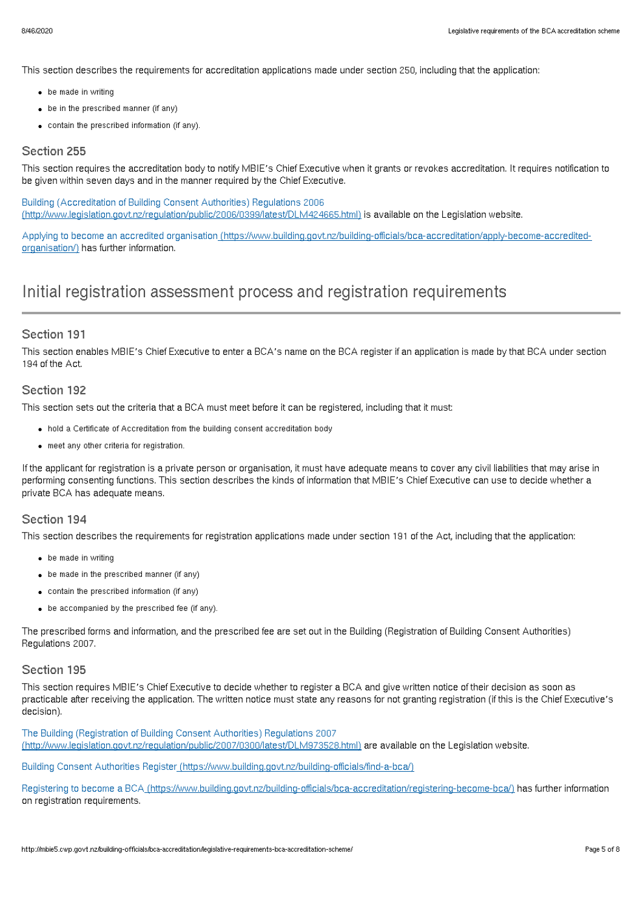This section describes the requirements for accreditation applications made under section 250, including that the application:

- be made in writing
- be in the prescribed manner (if any)
- contain the prescribed information (if any).

### Section 255

This section requires the accreditation body to notify MBIE's Chief Executive when it grants or revokes accreditation. It requires notification to be given within seven days and in the manner required by the Chief Executive.

Building (Accreditation of Building Consent Authorities) Regulations 2006 (http://www.legislation.govt.nz/regulation/public/2006/0399/latest/DLM424665.html) is available on the Legislation website.

Applying to become an accredited organisation (https://www.building.govt.nz/building-officials/bca-accreditation/apply-become-accredited-organisation/) has further information.

## Initial registration assessment process and registration requirements

### Section 191

This section enables MBIE's Chief Executive to enter a BCA's name on the BCA register if an application is made by that BCA under section 194 of the Act.

### Section 192

This section sets out the criteria that a BCA must meet before it can be registered, including that it must:

- hold a Certificate of Accreditation from the building consent accreditation body
- meet any other criteria for registration.

If the applicant for registration is a private person or organisation, it must have adequate means to cover any civil liabilities that may arise in performing consenting functions. This section describes the kinds of information that MBIE's Chief Executive can use to decide whether a private BCA has adequate means.

### Section 194

This section describes the requirements for registration applications made under section 191 of the Act, including that the application:

- be made in writing
- be made in the prescribed manner (if any)
- contain the prescribed information (if any)
- be accompanied by the prescribed fee (if any).

The prescribed forms and information, and the prescribed fee are set out in the Building (Registration of Building Consent Authorities) Regulations 2007.

### Section 195

This section requires MBIE's Chief Executive to decide whether to register a BCA and give written notice of their decision as soon as practicable after receiving the application. The written notice must state any reasons for not granting registration (if this is the Chief Executive's decision).

The Building (Registration of Building Consent Authorities) Regulations 2007 (http://www.legislation.govt.nz/regulation/public/2007/0300/latest/DLM973528.html) are available on the Legislation website.

Building Consent Authorities Register (https://www.building.govt.nz/building-officials/find-a-bca/)

Registering to become a BCA (https://www.building.govt.nz/building-officials/bca-accreditation/registering-become-bca/) has further information on registration requirements.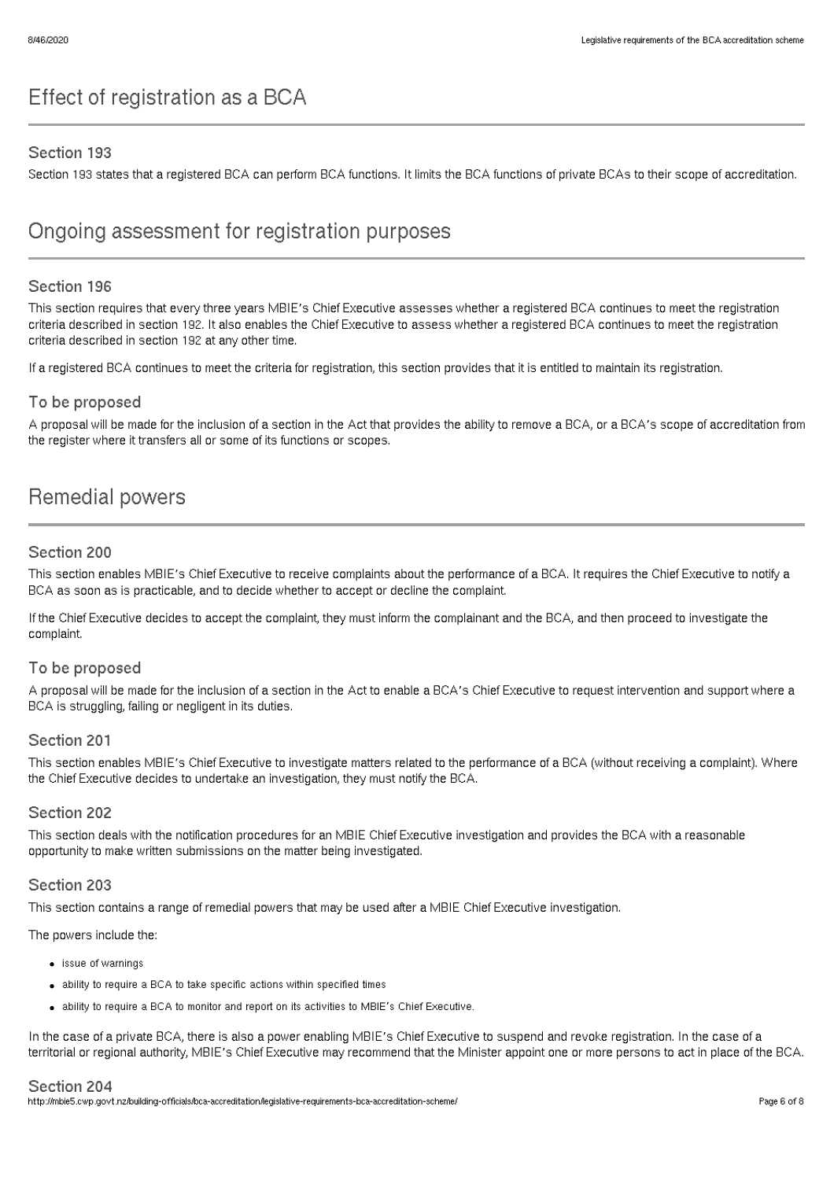## Effect of registration as a BCA

### Section 193

Section 193 states that a registered BCA can perform BCA functions. It limits the BCA functions of private BCAs to their scope of accreditation.

## Ongoing assessment for registration purposes

### Section 196

This section requires that every three years MBIE's Chief Executive assesses whether a registered BCA continues to meet the registration criteria described in section 192. It also enables the Chief Executive to assess whether a registered BCA continues to meet the registration criteria described in section 192 at any other time.

If a registered BCA continues to meet the criteria for registration, this section provides that it is entitled to maintain its registration.

### To be proposed

A proposal will be made for the inclusion of a section in the Act that provides the ability to remove a BCA, or a BCA's scope of accreditation from the register where it transfers all or some of its functions or scopes.

## Remedial powers

### Section 200

This section enables MBIE's Chief Executive to receive complaints about the performance of a BCA. It requires the Chief Executive to notify a BCA as soon as is practicable, and to decide whether to accept or decline the complaint.

If the Chief Executive decides to accept the complaint, they must inform the complainant and the BCA, and then proceed to investigate the complaint.

### To be proposed

A proposal will be made for the inclusion of a section in the Act to enable a BCA's Chief Executive to request intervention and support where a BCA is struggling, failing or negligent in its duties.

### Section 201

This section enables MBIE's Chief Executive to investigate matters related to the performance of a BCA (without receiving a complaint). Where the Chief Executive decides to undertake an investigation, they must notify the BCA.

### Section 202

This section deals with the notification procedures for an MBIE Chief Executive investigation and provides the BCA with a reasonable opportunity to make written submissions on the matter being investigated.

### Section 203

This section contains a range of remedial powers that may be used after a MBIE Chief Executive investigation.

The powers include the:

- issue of warnings
- ability to require a BCA to take specific actions within specified times
- ability to require a BCA to monitor and report on its activities to MBIE's Chief Executive.

In the case of a private BCA, there is also a power enabling MBIE's Chief Executive to suspend and revoke registration. In the case of a territorial or regional authority, MBIE's Chief Executive may recommend that the Minister appoint one or more persons to act in place of the BCA.

### Section 204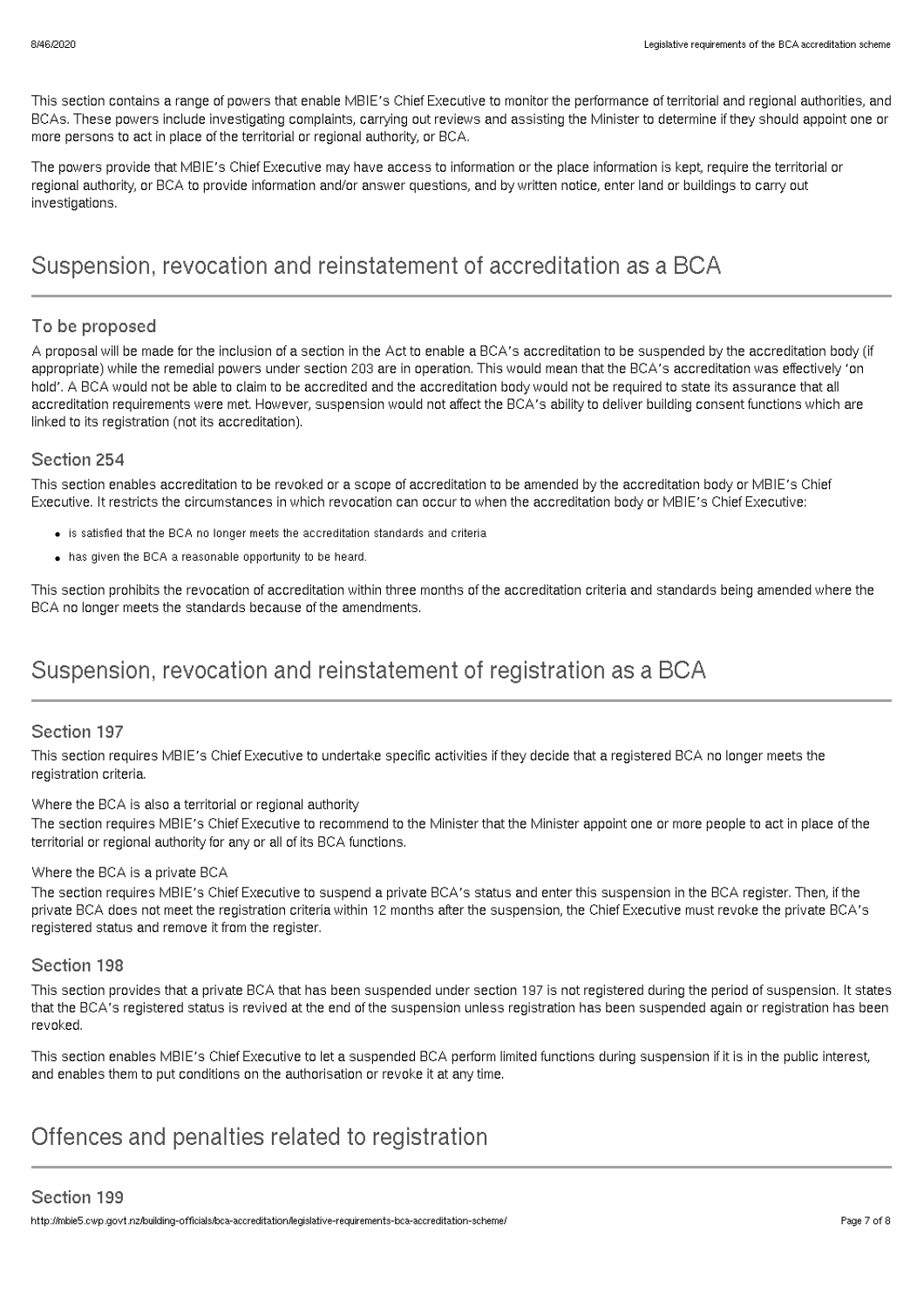This section contains a range of powers that enable MBIE's Chief Executive to monitor the performance of territorial and regional authorities, and BCAs. These powers include investigating complaints, carrying out reviews and assisting the Minister to determine if they should appoint one or more persons to act in place of the territorial or regional authority, or BCA.

The powers provide that MBIE's Chief Executive may have access to information or the place information is kept, require the territorial or regional authority, or BCA to provide information and/or answer questions, and by written notice, enter land or buildings to carry out investigations.

## Suspension, revocation and reinstatement of accreditation as a BCA

### To be proposed

A proposal will be made for the inclusion of a section in the Act to enable a BCA's accreditation to be suspended by the accreditation body (if appropriate) while the remedial powers under section 203 are in operation. This would mean that the BCA's accreditation was effectively 'on hold'. A BCA would not be able to claim to be accredited and the accreditation body would not be required to state its assurance that all accreditation requirements were met. However, suspension would not affect the BCA's ability to deliver building consent functions which are linked to its registration (not its accreditation).

### Section 254

This section enables accreditation to be revoked or a scope of accreditation to be amended by the accreditation body or MBIE's Chief Executive. It restricts the circumstances in which revocation can occur to when the accreditation body or MBIE's Chief Executive:

- is satisfied that the BCA no longer meets the accreditation standards and criteria
- has given the BCA a reasonable opportunity to be heard.

This section prohibits the revocation of accreditation within three months of the accreditation criteria and standards being amended where the BCA no longer meets the standards because of the amendments.

## Suspension, revocation and reinstatement of registration as a BCA

### Section 197

This section requires MBIE's Chief Executive to undertake specific activities if they decide that a registered BCA no longer meets the registration criteria.

Where the BCA is also a territorial or regional authority

The section requires MBIE's Chief Executive to recommend to the Minister that the Minister appoint one or more people to act in place of the territorial or regional authority for any or all of its BCA functions.

Where the BCA is a private BCA

The section requires MBIE's Chief Executive to suspend a private BCA's status and enter this suspension in the BCA register. Then, if the private BCA does not meet the registration criteria within 12 months after the suspension, the Chief Executive must revoke the private BCA's registered status and remove it from the register.

### Section 198

This section provides that a private BCA that has been suspended under section 197 is not registered during the period of suspension. It states that the BCA's registered status is revived at the end of the suspension unless registration has been suspended again or registration has been revoked.

This section enables MBIE's Chief Executive to let a suspended BCA perform limited functions during suspension if it is in the public interest, and enables them to put conditions on the authorisation or revoke it at any time.

## Offences and penalties related to registration

### Section 199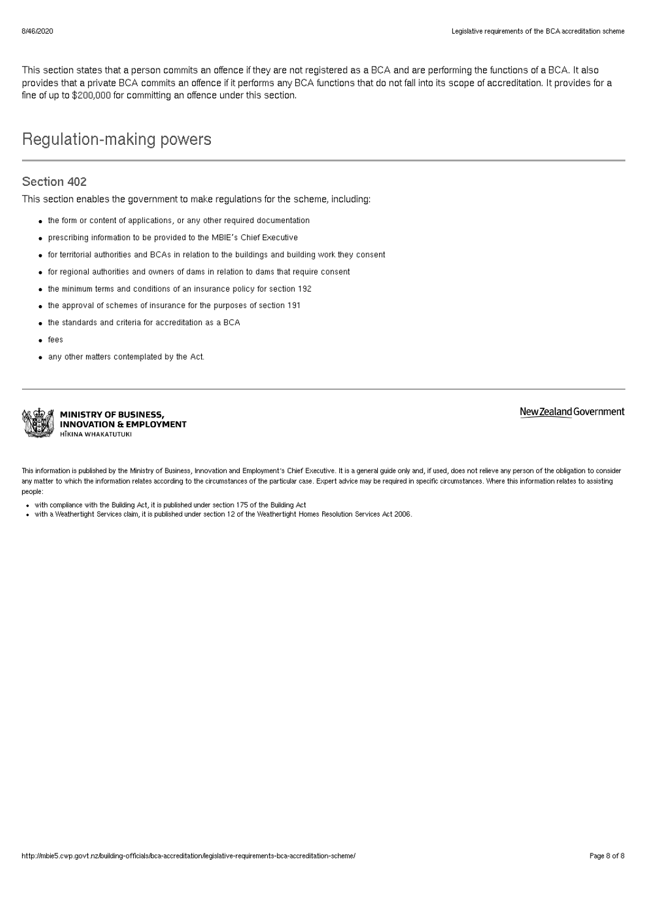This section states that a person commits an offence if they are not registered as a BCA and are performing the functions of a BCA. It also provides that a private BCA commits an offence if it performs any BCA functions that do not fall into its scope of accreditation. It provides for a fine of up to $200,000 for committing an offence under this section.

## Regulation-making powers

### Section 402

This section enables the government to make regulations for the scheme, including:

- the form or content of applications, or any other required documentation
- prescribing information to be provided to the MBIE's Chief Executive
- for territorial authorities and BCAs in relation to the buildings and building work they consent
- for regional authorities and owners of dams in relation to dams that require consent
- the minimum terms and conditions of an insurance policy for section 192
- the approval of schemes of insurance for the purposes of section 191
- the standards and criteria for accreditation as a BCA
- fees
- any other matters contemplated by the Act.

**MINISTRY OF BUSINESS, INNOVATION & EMPLOYMENT**
HĪKINA WHAKATUTUKI

New Zealand Government

This information is published by the Ministry of Business, Innovation and Employment's Chief Executive. It is a general guide only and, if used, does not relieve any person of the obligation to consider any matter to which the information relates according to the circumstances of the particular case. Expert advice may be required in specific circumstances. Where this information relates to assisting people:

- with compliance with the Building Act, it is published under section 175 of the Building Act
- with a Weathertight Services claim, it is published under section 12 of the Weathertight Homes Resolution Services Act 2006.